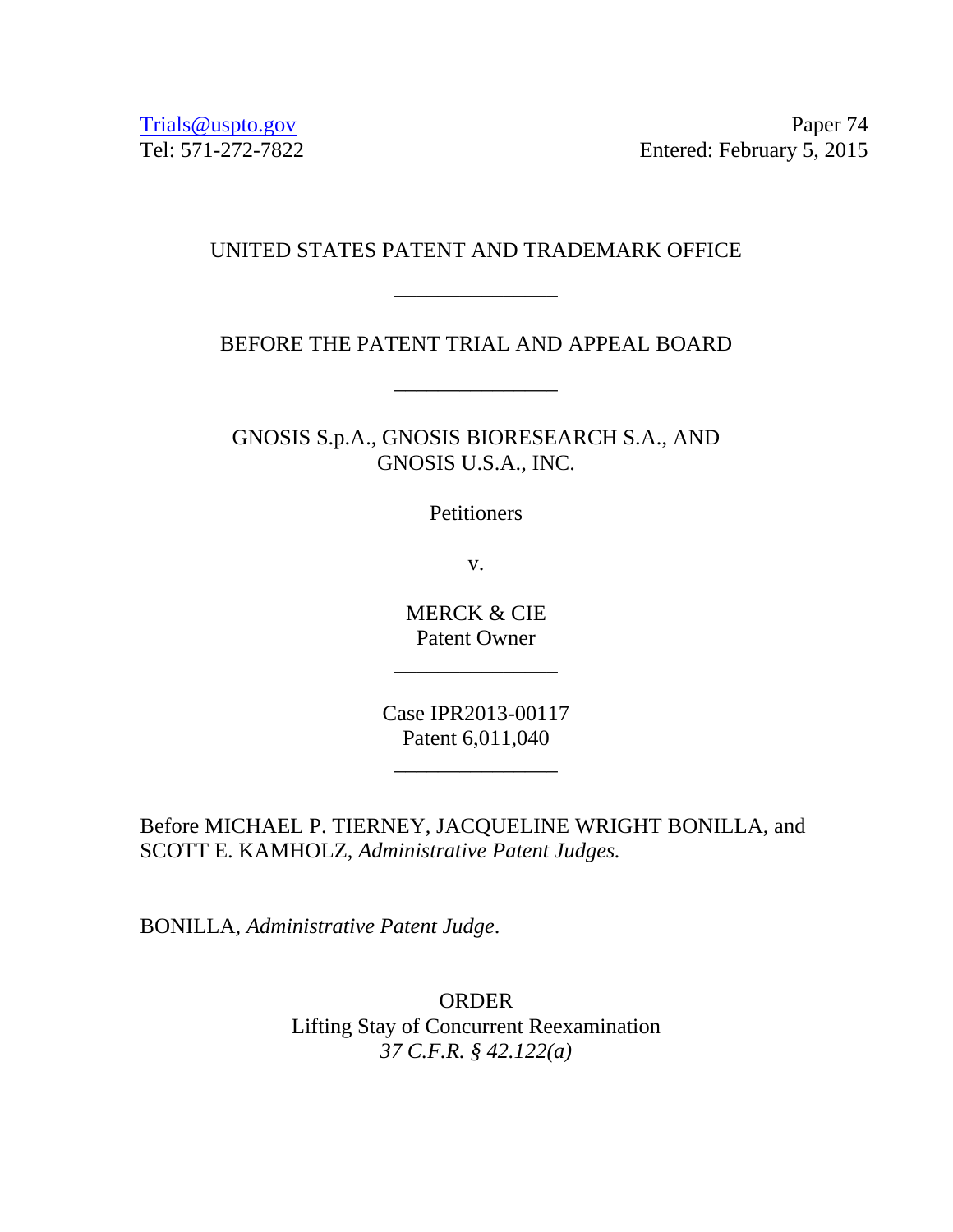Trials@uspto.gov
Tel: 571-272-7822

Paper 74
Entered: February 5, 2015

UNITED STATES PATENT AND TRADEMARK OFFICE

---

BEFORE THE PATENT TRIAL AND APPEAL BOARD

---

GNOSIS S.p.A., GNOSIS BIORESEARCH S.A., AND
GNOSIS U.S.A., INC.

Petitioners

v.

MERCK & CIE
Patent Owner

---

Case IPR2013-00117
Patent 6,011,040

---

Before MICHAEL P. TIERNEY, JACQUELINE WRIGHT BONILLA, and SCOTT E. KAMHOLZ, *Administrative Patent Judges.*

BONILLA, *Administrative Patent Judge*.

ORDER
Lifting Stay of Concurrent Reexamination
*37 C.F.R. § 42.122(a)*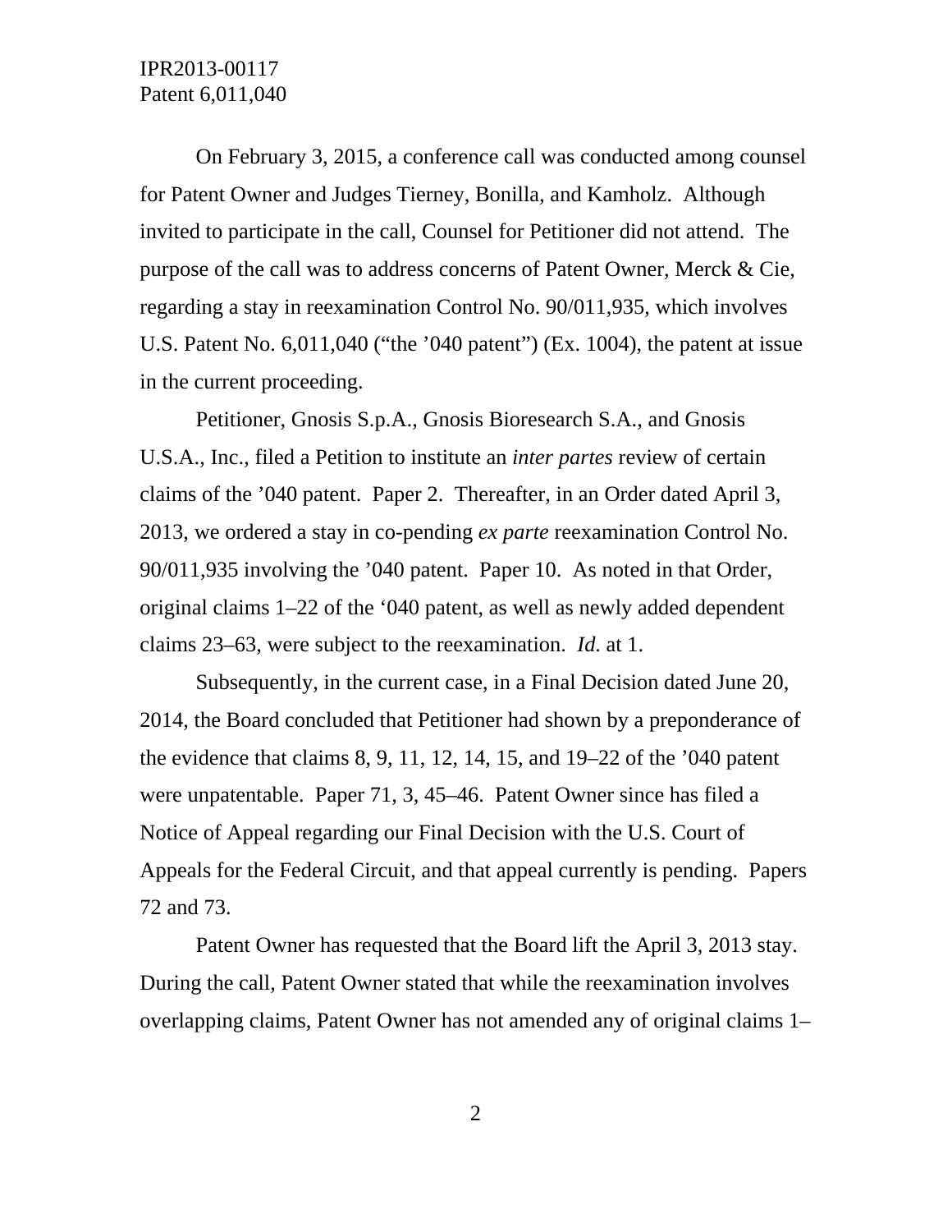On February 3, 2015, a conference call was conducted among counsel for Patent Owner and Judges Tierney, Bonilla, and Kamholz. Although invited to participate in the call, Counsel for Petitioner did not attend. The purpose of the call was to address concerns of Patent Owner, Merck & Cie, regarding a stay in reexamination Control No. 90/011,935, which involves U.S. Patent No. 6,011,040 ("the '040 patent") (Ex. 1004), the patent at issue in the current proceeding.

Petitioner, Gnosis S.p.A., Gnosis Bioresearch S.A., and Gnosis U.S.A., Inc., filed a Petition to institute an *inter partes* review of certain claims of the '040 patent. Paper 2. Thereafter, in an Order dated April 3, 2013, we ordered a stay in co-pending *ex parte* reexamination Control No. 90/011,935 involving the '040 patent. Paper 10. As noted in that Order, original claims 1–22 of the '040 patent, as well as newly added dependent claims 23–63, were subject to the reexamination. *Id.* at 1.

Subsequently, in the current case, in a Final Decision dated June 20, 2014, the Board concluded that Petitioner had shown by a preponderance of the evidence that claims 8, 9, 11, 12, 14, 15, and 19–22 of the '040 patent were unpatentable. Paper 71, 3, 45–46. Patent Owner since has filed a Notice of Appeal regarding our Final Decision with the U.S. Court of Appeals for the Federal Circuit, and that appeal currently is pending. Papers 72 and 73.

Patent Owner has requested that the Board lift the April 3, 2013 stay. During the call, Patent Owner stated that while the reexamination involves overlapping claims, Patent Owner has not amended any of original claims 1–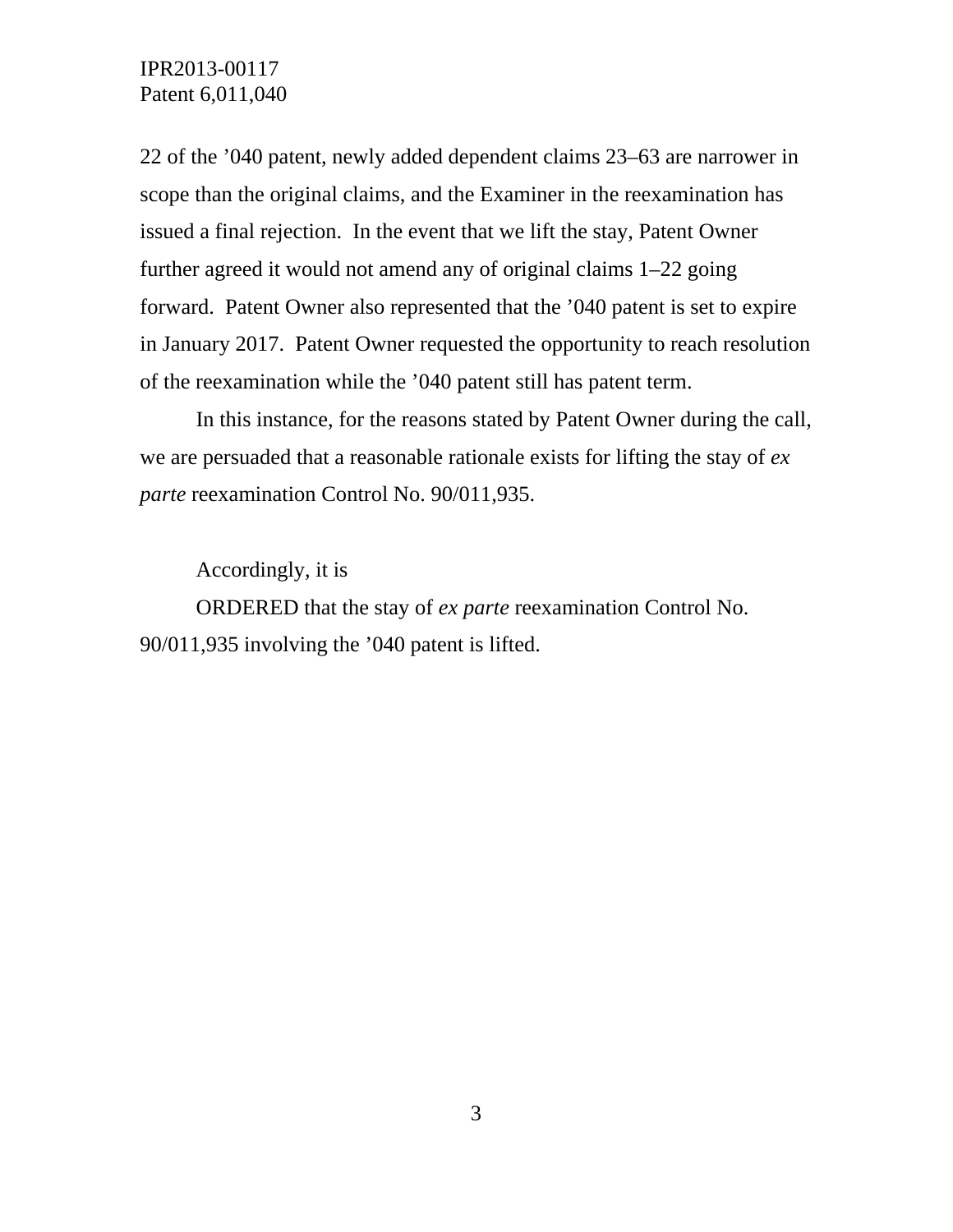22 of the ’040 patent, newly added dependent claims 23–63 are narrower in scope than the original claims, and the Examiner in the reexamination has issued a final rejection. In the event that we lift the stay, Patent Owner further agreed it would not amend any of original claims 1–22 going forward. Patent Owner also represented that the ’040 patent is set to expire in January 2017. Patent Owner requested the opportunity to reach resolution of the reexamination while the ’040 patent still has patent term.

In this instance, for the reasons stated by Patent Owner during the call, we are persuaded that a reasonable rationale exists for lifting the stay of *ex parte* reexamination Control No. 90/011,935.

Accordingly, it is

ORDERED that the stay of *ex parte* reexamination Control No. 90/011,935 involving the ’040 patent is lifted.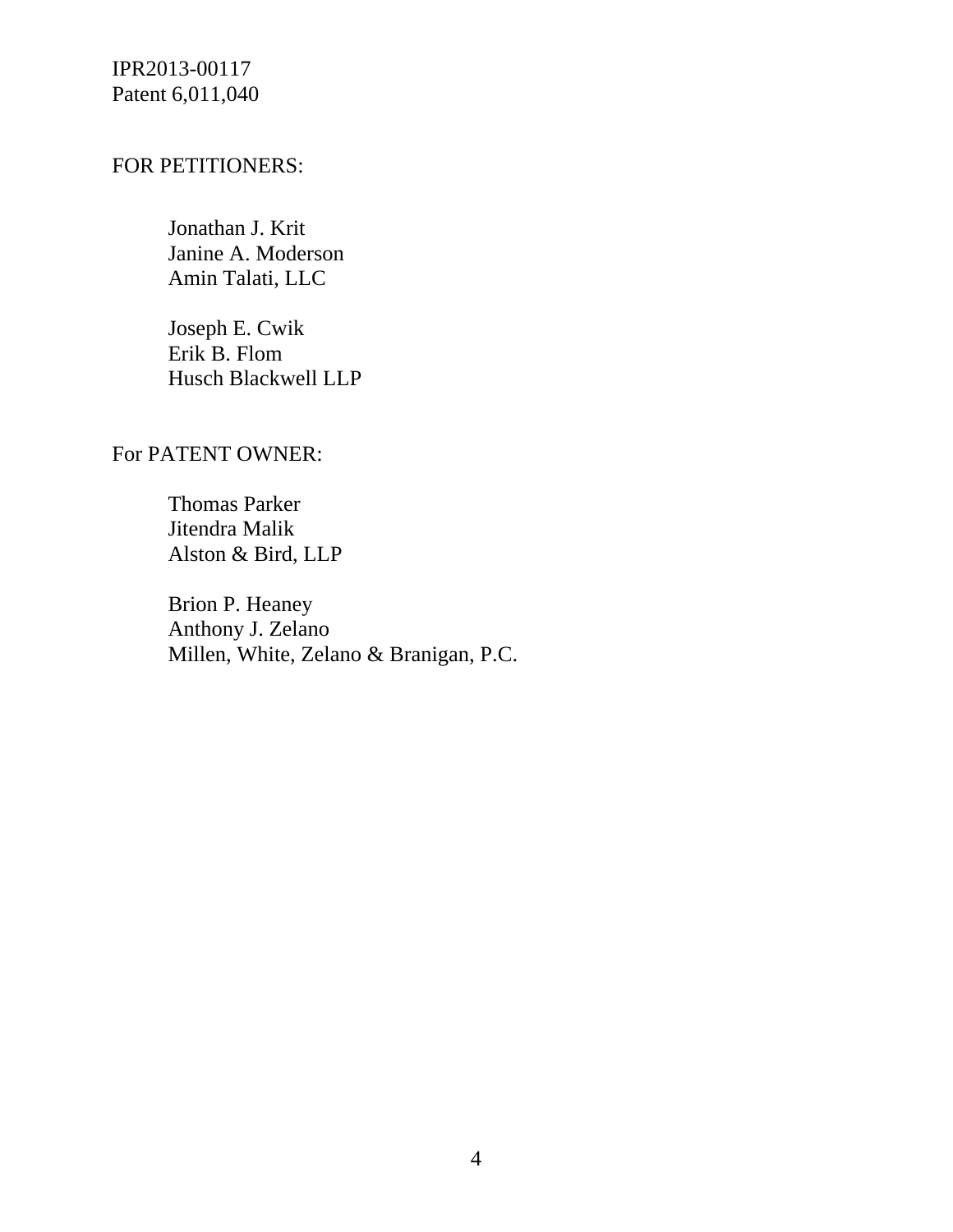FOR PETITIONERS:

Jonathan J. Krit
Janine A. Moderson
Amin Talati, LLC

Joseph E. Cwik
Erik B. Flom
Husch Blackwell LLP

For PATENT OWNER:

Thomas Parker
Jitendra Malik
Alston & Bird, LLP

Brion P. Heaney
Anthony J. Zelano
Millen, White, Zelano & Branigan, P.C.